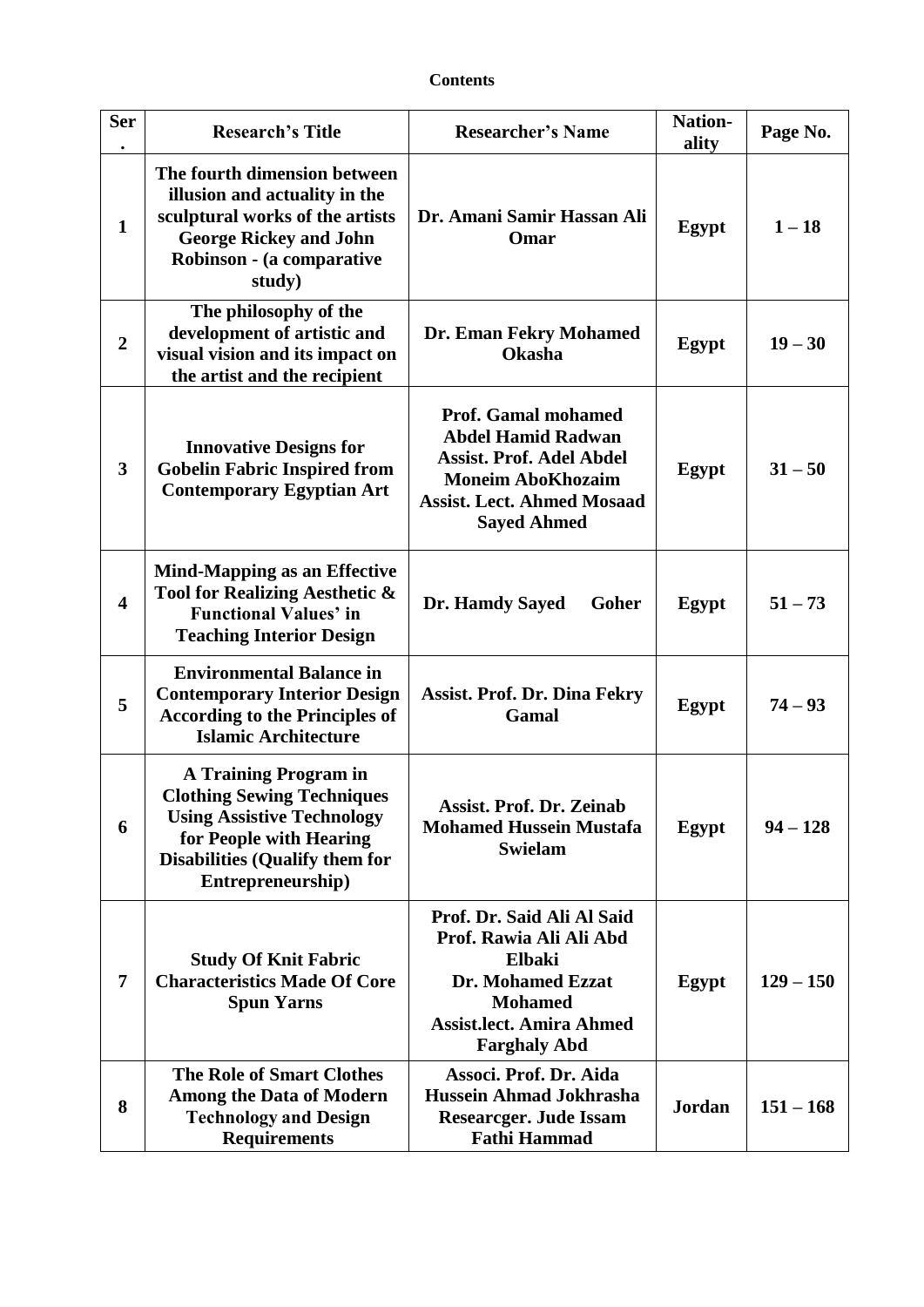**Contents**

| Ser. | Research's Title | Researcher's Name | Nation-ality | Page No. |
|---|---|---|---|---|
| 1 | The fourth dimension between illusion and actuality in the sculptural works of the artists George Rickey and John Robinson - (a comparative study) | Dr. Amani Samir Hassan Ali Omar | Egypt | 1 – 18 |
| 2 | The philosophy of the development of artistic and visual vision and its impact on the artist and the recipient | Dr. Eman Fekry Mohamed Okasha | Egypt | 19 – 30 |
| 3 | Innovative Designs for Gobelin Fabric Inspired from Contemporary Egyptian Art | Prof. Gamal mohamed Abdel Hamid Radwan<br>Assist. Prof. Adel Abdel Moneim AboKhozaim<br>Assist. Lect. Ahmed Mosaad Sayed Ahmed | Egypt | 31 – 50 |
| 4 | Mind-Mapping as an Effective Tool for Realizing Aesthetic & Functional Values' in Teaching Interior Design | Dr. Hamdy Sayed Goher | Egypt | 51 – 73 |
| 5 | Environmental Balance in Contemporary Interior Design According to the Principles of Islamic Architecture | Assist. Prof. Dr. Dina Fekry Gamal | Egypt | 74 – 93 |
| 6 | A Training Program in Clothing Sewing Techniques Using Assistive Technology for People with Hearing Disabilities (Qualify them for Entrepreneurship) | Assist. Prof. Dr. Zeinab Mohamed Hussein Mustafa Swielam | Egypt | 94 – 128 |
| 7 | Study Of Knit Fabric Characteristics Made Of Core Spun Yarns | Prof. Dr. Said Ali Al Said<br>Prof. Rawia Ali Ali Abd Elbaki<br>Dr. Mohamed Ezzat Mohamed<br>Assist.lect. Amira Ahmed Farghaly Abd | Egypt | 129 – 150 |
| 8 | The Role of Smart Clothes Among the Data of Modern Technology and Design Requirements | Associ. Prof. Dr. Aida Hussein Ahmad Jokhrasha<br>Researcger. Jude Issam Fathi Hammad | Jordan | 151 – 168 |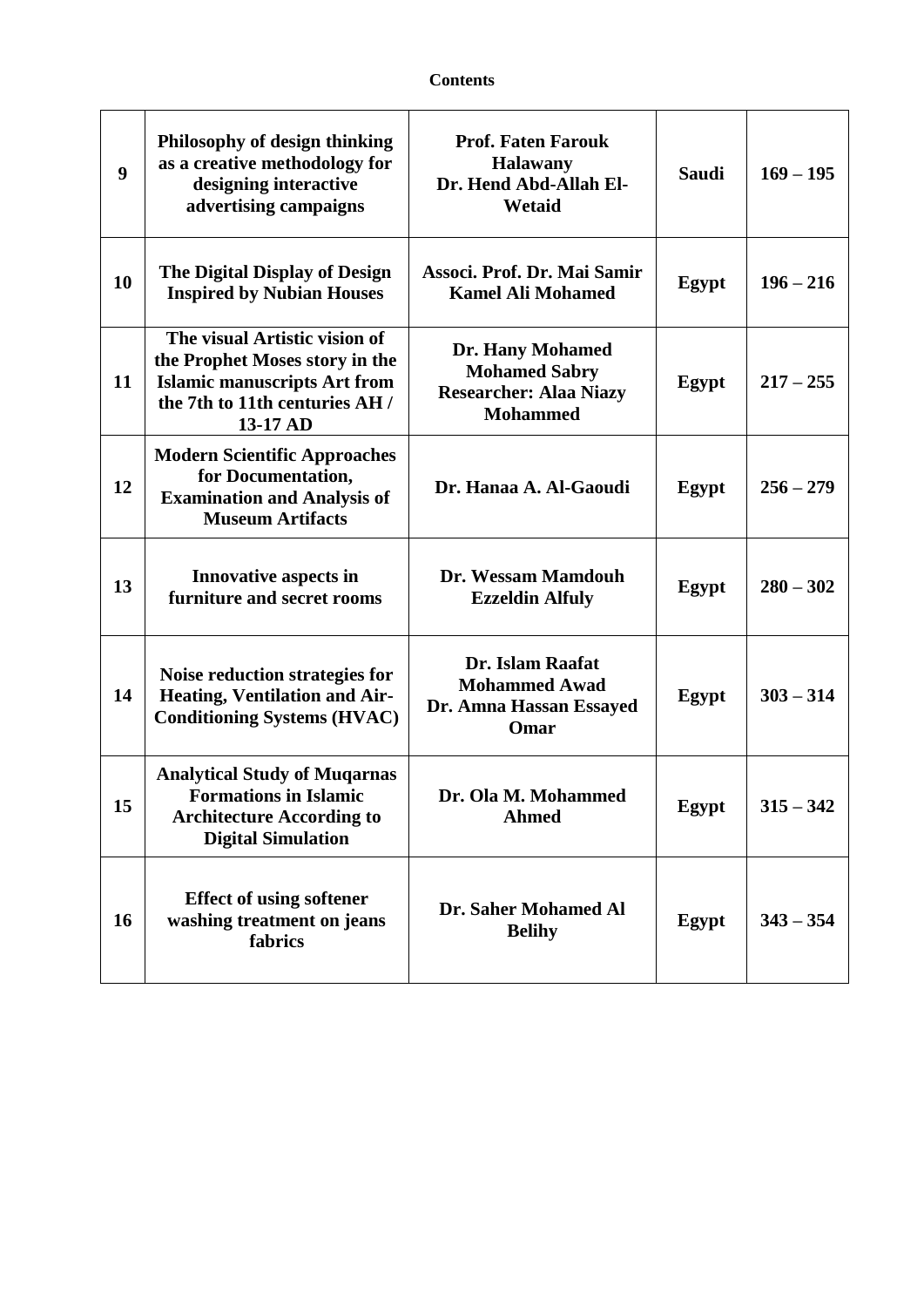**Contents**

| | | | | |
|---|---|---|---|---|
| **9** | **Philosophy of design thinking as a creative methodology for designing interactive advertising campaigns** | **Prof. Faten Farouk Halawany**<br>**Dr. Hend Abd-Allah El-Wetaid** | **Saudi** | **169 – 195** |
| **10** | **The Digital Display of Design Inspired by Nubian Houses** | **Associ. Prof. Dr. Mai Samir Kamel Ali Mohamed** | **Egypt** | **196 – 216** |
| **11** | **The visual Artistic vision of the Prophet Moses story in the Islamic manuscripts Art from the 7th to 11th centuries AH / 13-17 AD** | **Dr. Hany Mohamed Mohamed Sabry**<br>**Researcher: Alaa Niazy Mohammed** | **Egypt** | **217 – 255** |
| **12** | **Modern Scientific Approaches for Documentation, Examination and Analysis of Museum Artifacts** | **Dr. Hanaa A. Al-Gaoudi** | **Egypt** | **256 – 279** |
| **13** | **Innovative aspects in furniture and secret rooms** | **Dr. Wessam Mamdouh Ezzeldin Alfuly** | **Egypt** | **280 – 302** |
| **14** | **Noise reduction strategies for Heating, Ventilation and Air-Conditioning Systems (HVAC)** | **Dr. Islam Raafat Mohammed Awad**<br>**Dr. Amna Hassan Essayed Omar** | **Egypt** | **303 – 314** |
| **15** | **Analytical Study of Muqarnas Formations in Islamic Architecture According to Digital Simulation** | **Dr. Ola M. Mohammed Ahmed** | **Egypt** | **315 – 342** |
| **16** | **Effect of using softener washing treatment on jeans fabrics** | **Dr. Saher Mohamed Al Belihy** | **Egypt** | **343 – 354** |